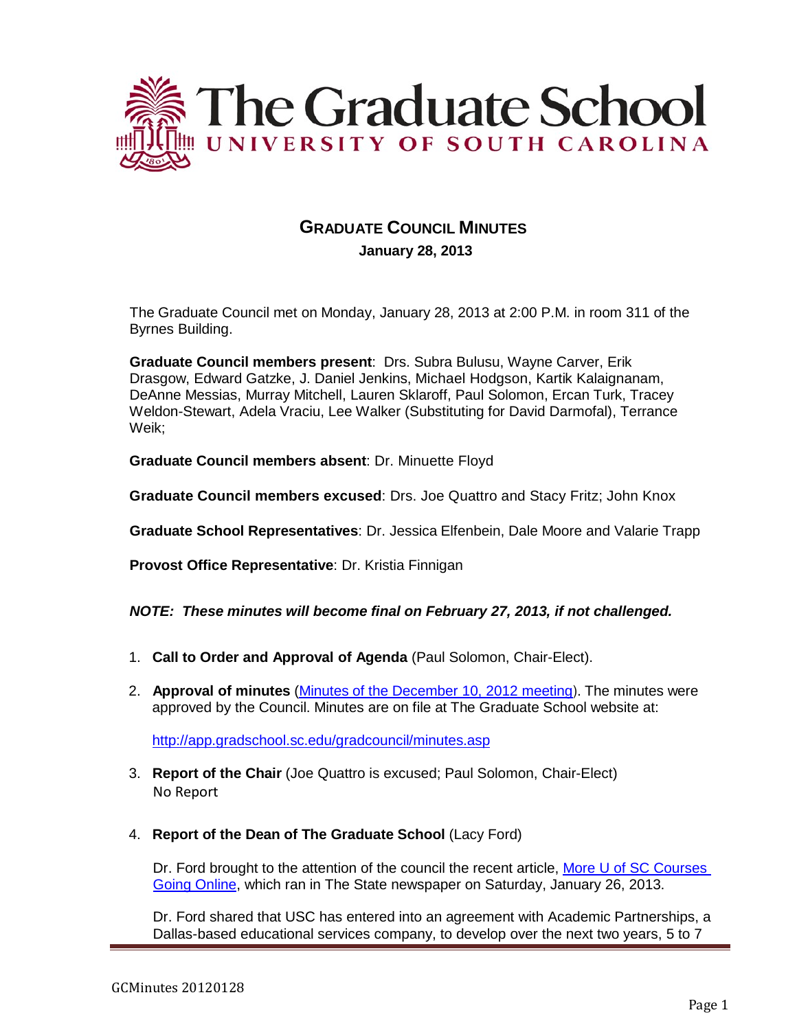# The Graduate School
## UNIVERSITY OF SOUTH CAROLINA

## GRADUATE COUNCIL MINUTES

**January 28, 2013**

The Graduate Council met on Monday, January 28, 2013 at 2:00 P.M. in room 311 of the Byrnes Building.

**Graduate Council members present**: Drs. Subra Bulusu, Wayne Carver, Erik Drasgow, Edward Gatzke, J. Daniel Jenkins, Michael Hodgson, Kartik Kalaignanam, DeAnne Messias, Murray Mitchell, Lauren Sklaroff, Paul Solomon, Ercan Turk, Tracey Weldon-Stewart, Adela Vraciu, Lee Walker (Substituting for David Darmofal), Terrance Weik;

**Graduate Council members absent**: Dr. Minuette Floyd

**Graduate Council members excused**: Drs. Joe Quattro and Stacy Fritz; John Knox

**Graduate School Representatives**: Dr. Jessica Elfenbein, Dale Moore and Valarie Trapp

**Provost Office Representative**: Dr. Kristia Finnigan

***NOTE: These minutes will become final on February 27, 2013, if not challenged.***

1. **Call to Order and Approval of Agenda** (Paul Solomon, Chair-Elect).

2. **Approval of minutes** (Minutes of the December 10, 2012 meeting). The minutes were approved by the Council. Minutes are on file at The Graduate School website at:

   http://app.gradschool.sc.edu/gradcouncil/minutes.asp

3. **Report of the Chair** (Joe Quattro is excused; Paul Solomon, Chair-Elect)
   No Report

4. **Report of the Dean of The Graduate School** (Lacy Ford)

   Dr. Ford brought to the attention of the council the recent article, More U of SC Courses Going Online, which ran in The State newspaper on Saturday, January 26, 2013.

   Dr. Ford shared that USC has entered into an agreement with Academic Partnerships, a Dallas-based educational services company, to develop over the next two years, 5 to 7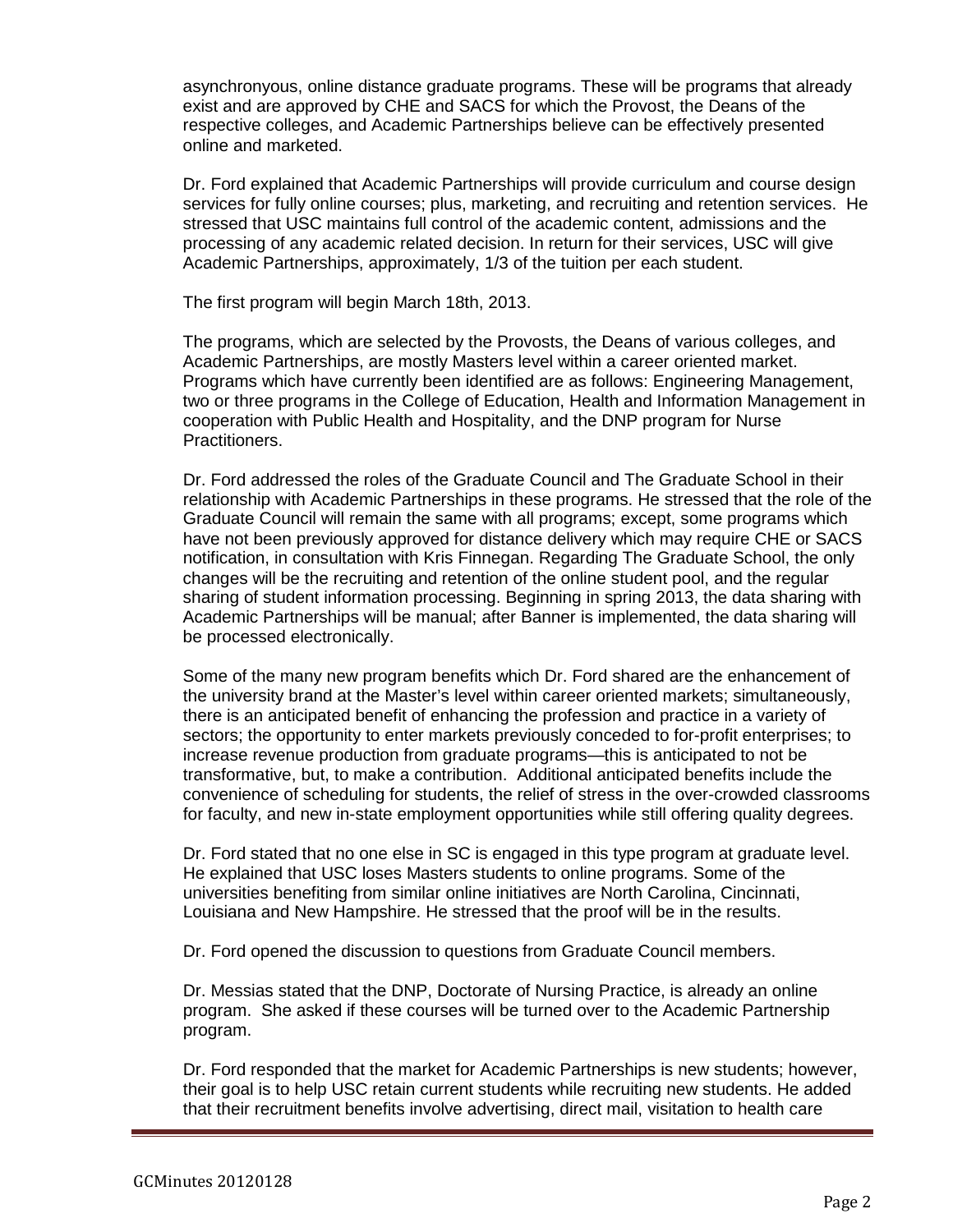asynchronyous, online distance graduate programs. These will be programs that already exist and are approved by CHE and SACS for which the Provost, the Deans of the respective colleges, and Academic Partnerships believe can be effectively presented online and marketed.

Dr. Ford explained that Academic Partnerships will provide curriculum and course design services for fully online courses; plus, marketing, and recruiting and retention services. He stressed that USC maintains full control of the academic content, admissions and the processing of any academic related decision. In return for their services, USC will give Academic Partnerships, approximately, 1/3 of the tuition per each student.

The first program will begin March 18th, 2013.

The programs, which are selected by the Provosts, the Deans of various colleges, and Academic Partnerships, are mostly Masters level within a career oriented market. Programs which have currently been identified are as follows: Engineering Management, two or three programs in the College of Education, Health and Information Management in cooperation with Public Health and Hospitality, and the DNP program for Nurse Practitioners.

Dr. Ford addressed the roles of the Graduate Council and The Graduate School in their relationship with Academic Partnerships in these programs. He stressed that the role of the Graduate Council will remain the same with all programs; except, some programs which have not been previously approved for distance delivery which may require CHE or SACS notification, in consultation with Kris Finnegan. Regarding The Graduate School, the only changes will be the recruiting and retention of the online student pool, and the regular sharing of student information processing. Beginning in spring 2013, the data sharing with Academic Partnerships will be manual; after Banner is implemented, the data sharing will be processed electronically.

Some of the many new program benefits which Dr. Ford shared are the enhancement of the university brand at the Master's level within career oriented markets; simultaneously, there is an anticipated benefit of enhancing the profession and practice in a variety of sectors; the opportunity to enter markets previously conceded to for-profit enterprises; to increase revenue production from graduate programs—this is anticipated to not be transformative, but, to make a contribution. Additional anticipated benefits include the convenience of scheduling for students, the relief of stress in the over-crowded classrooms for faculty, and new in-state employment opportunities while still offering quality degrees.

Dr. Ford stated that no one else in SC is engaged in this type program at graduate level. He explained that USC loses Masters students to online programs. Some of the universities benefiting from similar online initiatives are North Carolina, Cincinnati, Louisiana and New Hampshire. He stressed that the proof will be in the results.

Dr. Ford opened the discussion to questions from Graduate Council members.

Dr. Messias stated that the DNP, Doctorate of Nursing Practice, is already an online program. She asked if these courses will be turned over to the Academic Partnership program.

Dr. Ford responded that the market for Academic Partnerships is new students; however, their goal is to help USC retain current students while recruiting new students. He added that their recruitment benefits involve advertising, direct mail, visitation to health care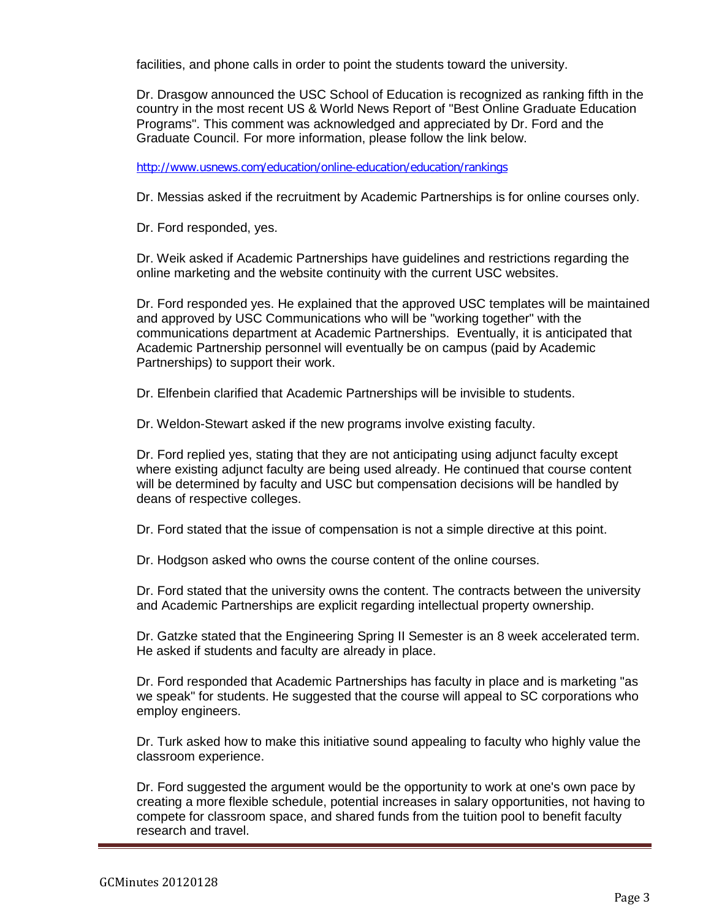facilities, and phone calls in order to point the students toward the university.

Dr. Drasgow announced the USC School of Education is recognized as ranking fifth in the country in the most recent US & World News Report of "Best Online Graduate Education Programs". This comment was acknowledged and appreciated by Dr. Ford and the Graduate Council. For more information, please follow the link below.

http://www.usnews.com/education/online-education/education/rankings

Dr. Messias asked if the recruitment by Academic Partnerships is for online courses only.

Dr. Ford responded, yes.

Dr. Weik asked if Academic Partnerships have guidelines and restrictions regarding the online marketing and the website continuity with the current USC websites.

Dr. Ford responded yes. He explained that the approved USC templates will be maintained and approved by USC Communications who will be "working together" with the communications department at Academic Partnerships. Eventually, it is anticipated that Academic Partnership personnel will eventually be on campus (paid by Academic Partnerships) to support their work.

Dr. Elfenbein clarified that Academic Partnerships will be invisible to students.

Dr. Weldon-Stewart asked if the new programs involve existing faculty.

Dr. Ford replied yes, stating that they are not anticipating using adjunct faculty except where existing adjunct faculty are being used already. He continued that course content will be determined by faculty and USC but compensation decisions will be handled by deans of respective colleges.

Dr. Ford stated that the issue of compensation is not a simple directive at this point.

Dr. Hodgson asked who owns the course content of the online courses.

Dr. Ford stated that the university owns the content. The contracts between the university and Academic Partnerships are explicit regarding intellectual property ownership.

Dr. Gatzke stated that the Engineering Spring II Semester is an 8 week accelerated term. He asked if students and faculty are already in place.

Dr. Ford responded that Academic Partnerships has faculty in place and is marketing "as we speak" for students. He suggested that the course will appeal to SC corporations who employ engineers.

Dr. Turk asked how to make this initiative sound appealing to faculty who highly value the classroom experience.

Dr. Ford suggested the argument would be the opportunity to work at one's own pace by creating a more flexible schedule, potential increases in salary opportunities, not having to compete for classroom space, and shared funds from the tuition pool to benefit faculty research and travel.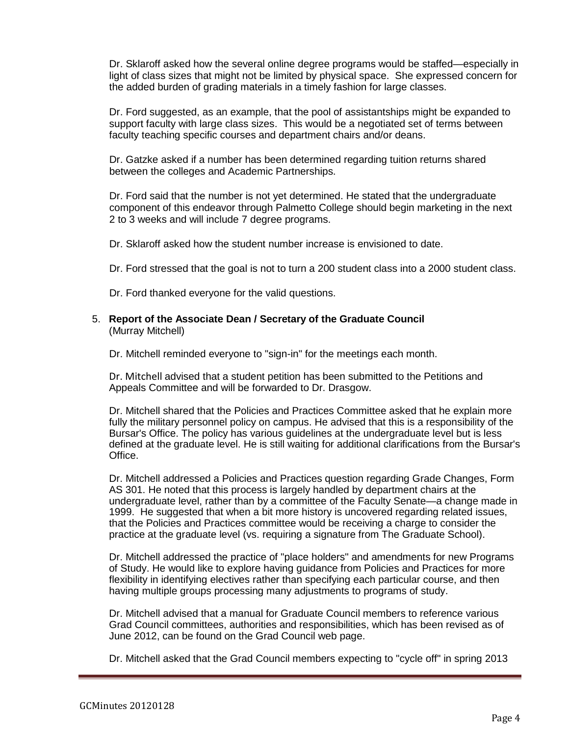Dr. Sklaroff asked how the several online degree programs would be staffed—especially in light of class sizes that might not be limited by physical space. She expressed concern for the added burden of grading materials in a timely fashion for large classes.

Dr. Ford suggested, as an example, that the pool of assistantships might be expanded to support faculty with large class sizes. This would be a negotiated set of terms between faculty teaching specific courses and department chairs and/or deans.

Dr. Gatzke asked if a number has been determined regarding tuition returns shared between the colleges and Academic Partnerships.

Dr. Ford said that the number is not yet determined. He stated that the undergraduate component of this endeavor through Palmetto College should begin marketing in the next 2 to 3 weeks and will include 7 degree programs.

Dr. Sklaroff asked how the student number increase is envisioned to date.

Dr. Ford stressed that the goal is not to turn a 200 student class into a 2000 student class.

Dr. Ford thanked everyone for the valid questions.

5. **Report of the Associate Dean / Secretary of the Graduate Council** (Murray Mitchell)

Dr. Mitchell reminded everyone to "sign-in" for the meetings each month.

Dr. Mitchell advised that a student petition has been submitted to the Petitions and Appeals Committee and will be forwarded to Dr. Drasgow.

Dr. Mitchell shared that the Policies and Practices Committee asked that he explain more fully the military personnel policy on campus. He advised that this is a responsibility of the Bursar's Office. The policy has various guidelines at the undergraduate level but is less defined at the graduate level. He is still waiting for additional clarifications from the Bursar's Office.

Dr. Mitchell addressed a Policies and Practices question regarding Grade Changes, Form AS 301. He noted that this process is largely handled by department chairs at the undergraduate level, rather than by a committee of the Faculty Senate—a change made in 1999. He suggested that when a bit more history is uncovered regarding related issues, that the Policies and Practices committee would be receiving a charge to consider the practice at the graduate level (vs. requiring a signature from The Graduate School).

Dr. Mitchell addressed the practice of "place holders" and amendments for new Programs of Study. He would like to explore having guidance from Policies and Practices for more flexibility in identifying electives rather than specifying each particular course, and then having multiple groups processing many adjustments to programs of study.

Dr. Mitchell advised that a manual for Graduate Council members to reference various Grad Council committees, authorities and responsibilities, which has been revised as of June 2012, can be found on the Grad Council web page.

Dr. Mitchell asked that the Grad Council members expecting to "cycle off" in spring 2013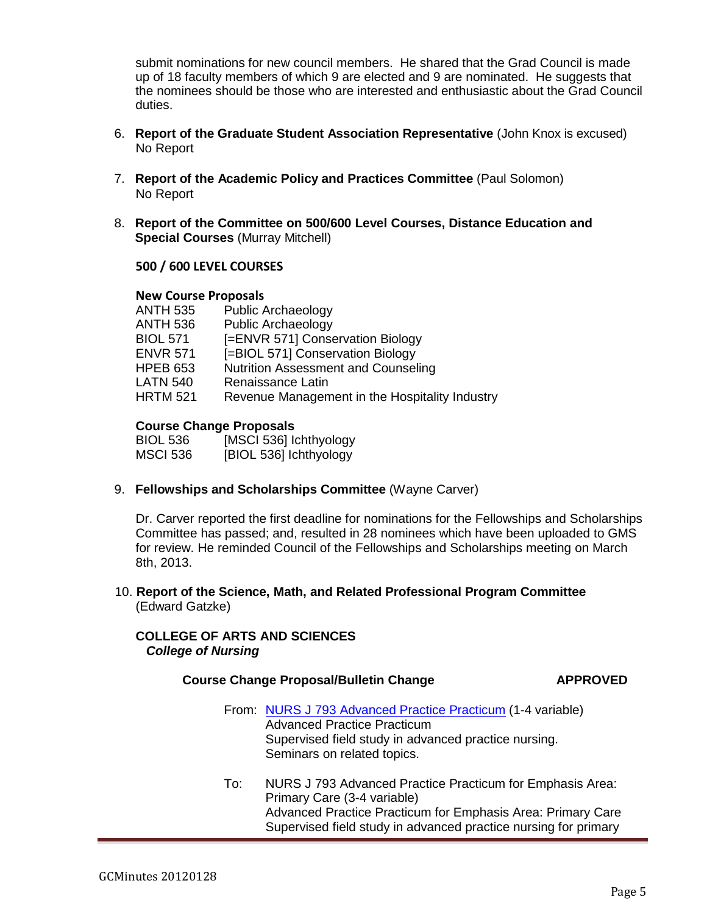submit nominations for new council members. He shared that the Grad Council is made up of 18 faculty members of which 9 are elected and 9 are nominated. He suggests that the nominees should be those who are interested and enthusiastic about the Grad Council duties.

6. **Report of the Graduate Student Association Representative** (John Knox is excused)
   No Report

7. **Report of the Academic Policy and Practices Committee** (Paul Solomon)
   No Report

8. **Report of the Committee on 500/600 Level Courses, Distance Education and Special Courses** (Murray Mitchell)

**500 / 600 LEVEL COURSES**

**New Course Proposals**

| | |
|---|---|
| ANTH 535 | Public Archaeology |
| ANTH 536 | Public Archaeology |
| BIOL 571 | [=ENVR 571] Conservation Biology |
| ENVR 571 | [=BIOL 571] Conservation Biology |
| HPEB 653 | Nutrition Assessment and Counseling |
| LATN 540 | Renaissance Latin |
| HRTM 521 | Revenue Management in the Hospitality Industry |

**Course Change Proposals**

| | |
|---|---|
| BIOL 536 | [MSCI 536] Ichthyology |
| MSCI 536 | [BIOL 536] Ichthyology |

9. **Fellowships and Scholarships Committee** (Wayne Carver)

   Dr. Carver reported the first deadline for nominations for the Fellowships and Scholarships Committee has passed; and, resulted in 28 nominees which have been uploaded to GMS for review. He reminded Council of the Fellowships and Scholarships meeting on March 8th, 2013.

10. **Report of the Science, Math, and Related Professional Program Committee** (Edward Gatzke)

**COLLEGE OF ARTS AND SCIENCES**
***College of Nursing***

**Course Change Proposal/Bulletin Change** **APPROVED**

From: NURS J 793 Advanced Practice Practicum (1-4 variable)
Advanced Practice Practicum
Supervised field study in advanced practice nursing.
Seminars on related topics.

To: NURS J 793 Advanced Practice Practicum for Emphasis Area: Primary Care (3-4 variable)
Advanced Practice Practicum for Emphasis Area: Primary Care
Supervised field study in advanced practice nursing for primary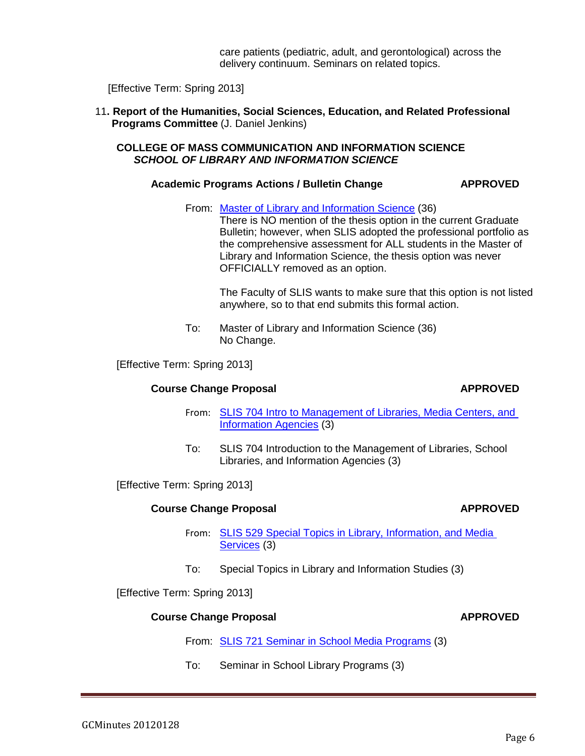care patients (pediatric, adult, and gerontological) across the delivery continuum. Seminars on related topics.

[Effective Term: Spring 2013]

11**. Report of the Humanities, Social Sciences, Education, and Related Professional Programs Committee** (J. Daniel Jenkins)

**COLLEGE OF MASS COMMUNICATION AND INFORMATION SCIENCE**
***SCHOOL OF LIBRARY AND INFORMATION SCIENCE***

**Academic Programs Actions / Bulletin Change** **APPROVED**

From: Master of Library and Information Science (36)
There is NO mention of the thesis option in the current Graduate Bulletin; however, when SLIS adopted the professional portfolio as the comprehensive assessment for ALL students in the Master of Library and Information Science, the thesis option was never OFFICIALLY removed as an option.

The Faculty of SLIS wants to make sure that this option is not listed anywhere, so to that end submits this formal action.

To: Master of Library and Information Science (36)
No Change.

[Effective Term: Spring 2013]

**Course Change Proposal** **APPROVED**

From: SLIS 704 Intro to Management of Libraries, Media Centers, and Information Agencies (3)

To: SLIS 704 Introduction to the Management of Libraries, School Libraries, and Information Agencies (3)

[Effective Term: Spring 2013]

**Course Change Proposal** **APPROVED**

From: SLIS 529 Special Topics in Library, Information, and Media Services (3)

To: Special Topics in Library and Information Studies (3)

[Effective Term: Spring 2013]

**Course Change Proposal** **APPROVED**

From: SLIS 721 Seminar in School Media Programs (3)

To: Seminar in School Library Programs (3)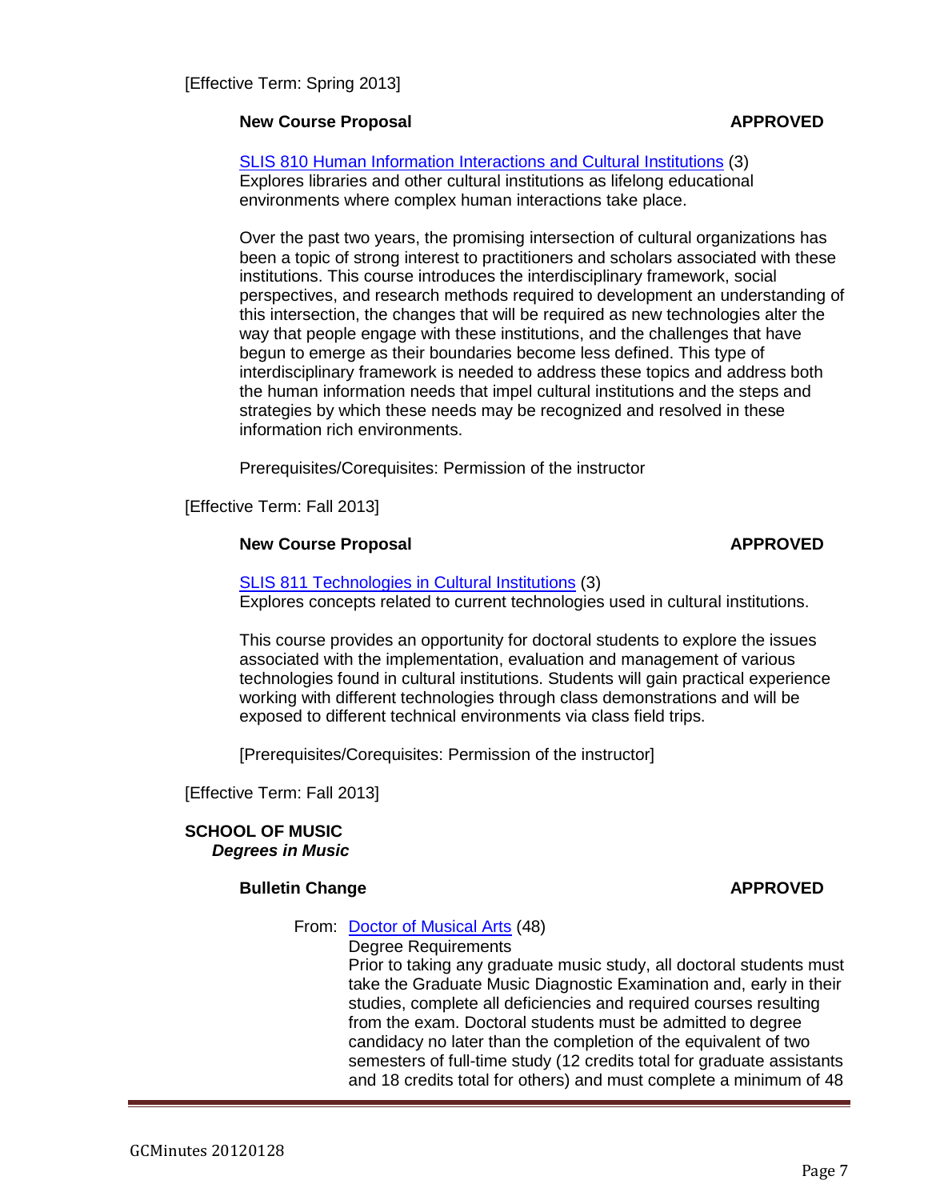[Effective Term: Spring 2013]

**New Course Proposal** **APPROVED**

SLIS 810 Human Information Interactions and Cultural Institutions (3)
Explores libraries and other cultural institutions as lifelong educational environments where complex human interactions take place.

Over the past two years, the promising intersection of cultural organizations has been a topic of strong interest to practitioners and scholars associated with these institutions. This course introduces the interdisciplinary framework, social perspectives, and research methods required to development an understanding of this intersection, the changes that will be required as new technologies alter the way that people engage with these institutions, and the challenges that have begun to emerge as their boundaries become less defined. This type of interdisciplinary framework is needed to address these topics and address both the human information needs that impel cultural institutions and the steps and strategies by which these needs may be recognized and resolved in these information rich environments.

Prerequisites/Corequisites: Permission of the instructor

[Effective Term: Fall 2013]

**New Course Proposal** **APPROVED**

SLIS 811 Technologies in Cultural Institutions (3)
Explores concepts related to current technologies used in cultural institutions.

This course provides an opportunity for doctoral students to explore the issues associated with the implementation, evaluation and management of various technologies found in cultural institutions. Students will gain practical experience working with different technologies through class demonstrations and will be exposed to different technical environments via class field trips.

[Prerequisites/Corequisites: Permission of the instructor]

[Effective Term: Fall 2013]

**SCHOOL OF MUSIC**
***Degrees in Music***

**Bulletin Change** **APPROVED**

From: Doctor of Musical Arts (48)
Degree Requirements
Prior to taking any graduate music study, all doctoral students must take the Graduate Music Diagnostic Examination and, early in their studies, complete all deficiencies and required courses resulting from the exam. Doctoral students must be admitted to degree candidacy no later than the completion of the equivalent of two semesters of full-time study (12 credits total for graduate assistants and 18 credits total for others) and must complete a minimum of 48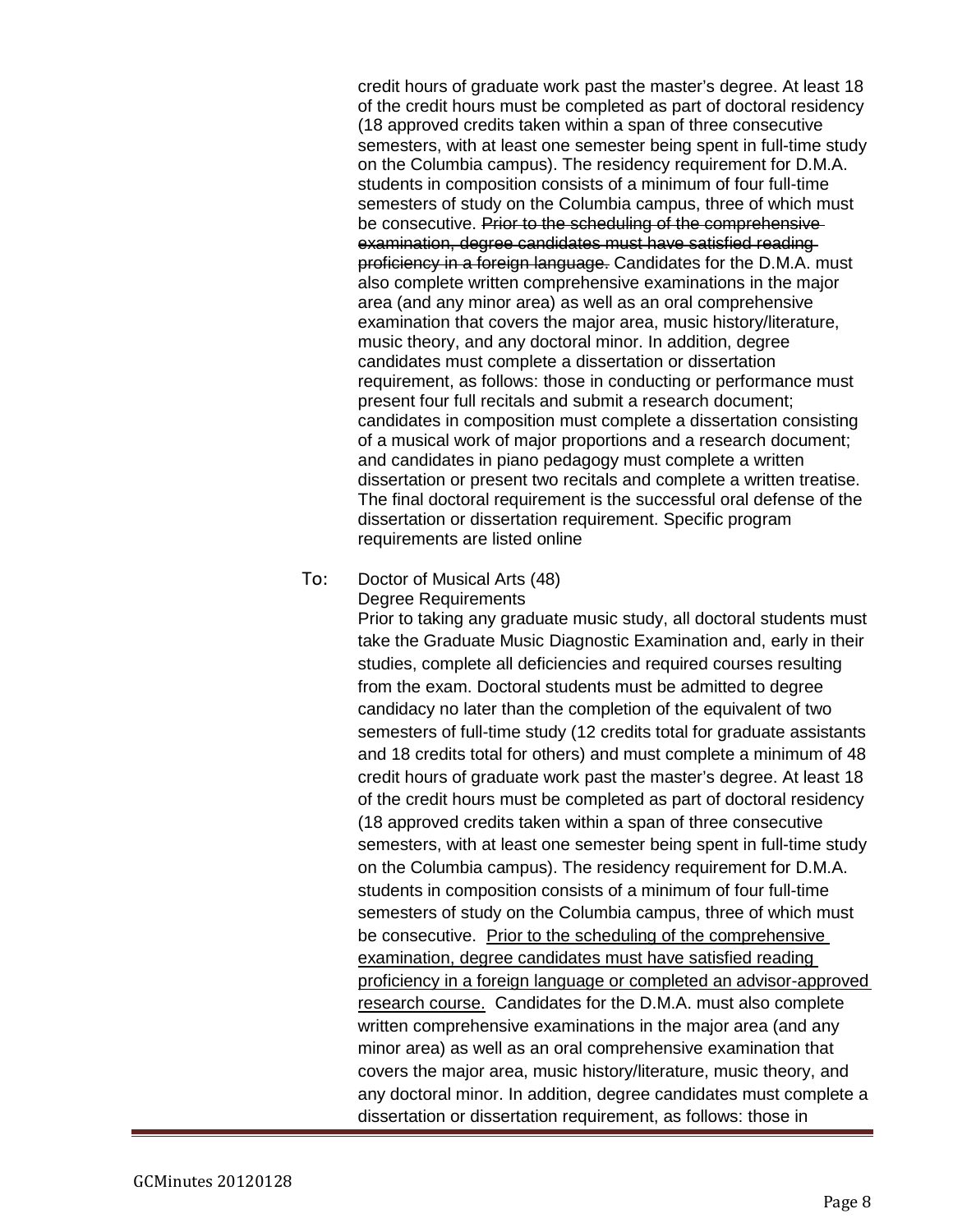credit hours of graduate work past the master's degree. At least 18 of the credit hours must be completed as part of doctoral residency (18 approved credits taken within a span of three consecutive semesters, with at least one semester being spent in full-time study on the Columbia campus). The residency requirement for D.M.A. students in composition consists of a minimum of four full-time semesters of study on the Columbia campus, three of which must be consecutive. ~~Prior to the scheduling of the comprehensive examination, degree candidates must have satisfied reading proficiency in a foreign language.~~ Candidates for the D.M.A. must also complete written comprehensive examinations in the major area (and any minor area) as well as an oral comprehensive examination that covers the major area, music history/literature, music theory, and any doctoral minor. In addition, degree candidates must complete a dissertation or dissertation requirement, as follows: those in conducting or performance must present four full recitals and submit a research document; candidates in composition must complete a dissertation consisting of a musical work of major proportions and a research document; and candidates in piano pedagogy must complete a written dissertation or present two recitals and complete a written treatise. The final doctoral requirement is the successful oral defense of the dissertation or dissertation requirement. Specific program requirements are listed online

To: Doctor of Musical Arts (48)

Degree Requirements

Prior to taking any graduate music study, all doctoral students must take the Graduate Music Diagnostic Examination and, early in their studies, complete all deficiencies and required courses resulting from the exam. Doctoral students must be admitted to degree candidacy no later than the completion of the equivalent of two semesters of full-time study (12 credits total for graduate assistants and 18 credits total for others) and must complete a minimum of 48 credit hours of graduate work past the master's degree. At least 18 of the credit hours must be completed as part of doctoral residency (18 approved credits taken within a span of three consecutive semesters, with at least one semester being spent in full-time study on the Columbia campus). The residency requirement for D.M.A. students in composition consists of a minimum of four full-time semesters of study on the Columbia campus, three of which must be consecutive. <u>Prior to the scheduling of the comprehensive examination, degree candidates must have satisfied reading proficiency in a foreign language or completed an advisor-approved research course.</u> Candidates for the D.M.A. must also complete written comprehensive examinations in the major area (and any minor area) as well as an oral comprehensive examination that covers the major area, music history/literature, music theory, and any doctoral minor. In addition, degree candidates must complete a dissertation or dissertation requirement, as follows: those in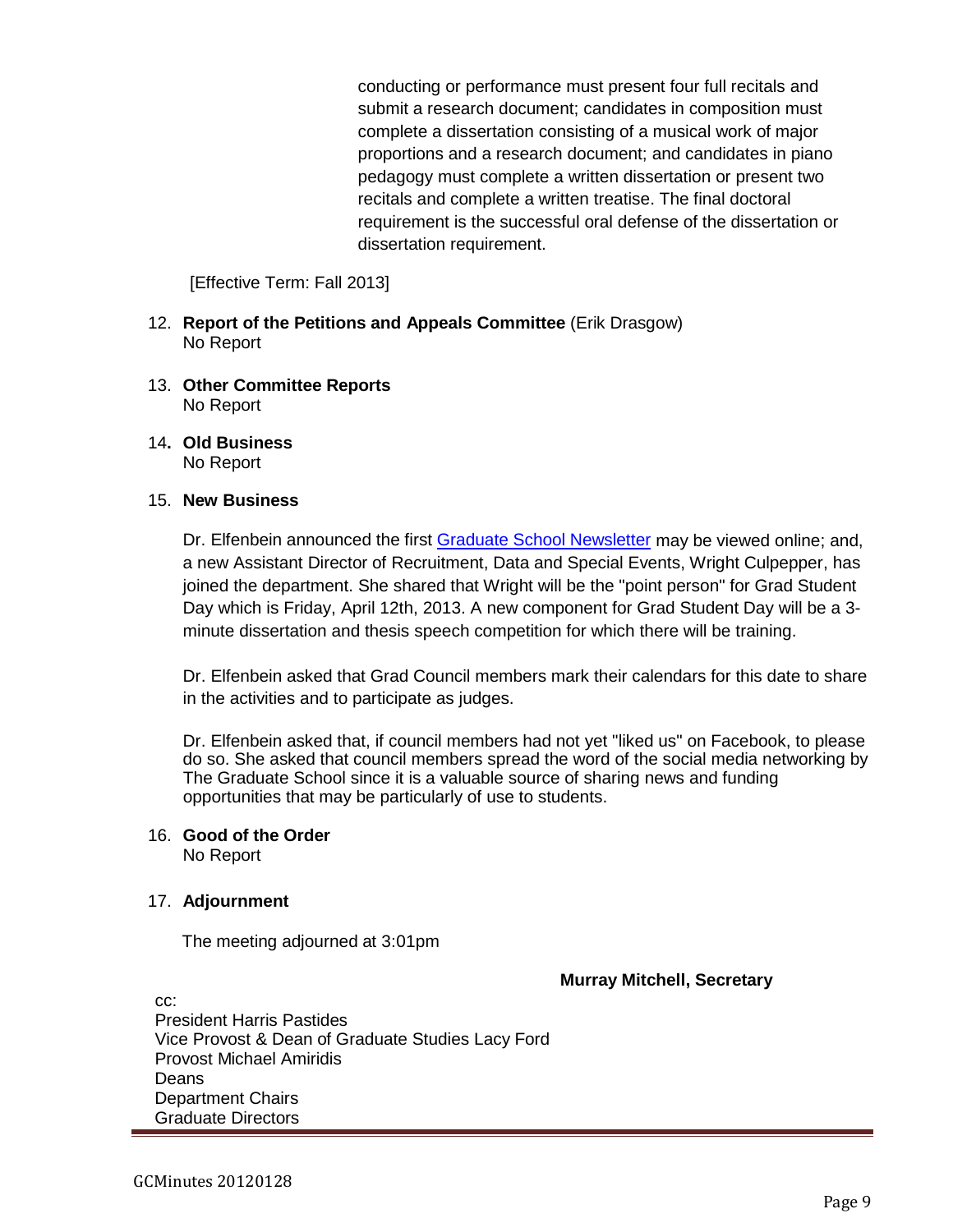conducting or performance must present four full recitals and submit a research document; candidates in composition must complete a dissertation consisting of a musical work of major proportions and a research document; and candidates in piano pedagogy must complete a written dissertation or present two recitals and complete a written treatise. The final doctoral requirement is the successful oral defense of the dissertation or dissertation requirement.

[Effective Term: Fall 2013]

12. **Report of the Petitions and Appeals Committee** (Erik Drasgow)
    No Report

13. **Other Committee Reports**
    No Report

14. **Old Business**
    No Report

15. **New Business**

    Dr. Elfenbein announced the first Graduate School Newsletter may be viewed online; and, a new Assistant Director of Recruitment, Data and Special Events, Wright Culpepper, has joined the department. She shared that Wright will be the "point person" for Grad Student Day which is Friday, April 12th, 2013. A new component for Grad Student Day will be a 3-minute dissertation and thesis speech competition for which there will be training.

    Dr. Elfenbein asked that Grad Council members mark their calendars for this date to share in the activities and to participate as judges.

    Dr. Elfenbein asked that, if council members had not yet "liked us" on Facebook, to please do so. She asked that council members spread the word of the social media networking by The Graduate School since it is a valuable source of sharing news and funding opportunities that may be particularly of use to students.

16. **Good of the Order**
    No Report

17. **Adjournment**

    The meeting adjourned at 3:01pm

**Murray Mitchell, Secretary**

cc:
President Harris Pastides
Vice Provost & Dean of Graduate Studies Lacy Ford
Provost Michael Amiridis
Deans
Department Chairs
Graduate Directors

GCMinutes 20120128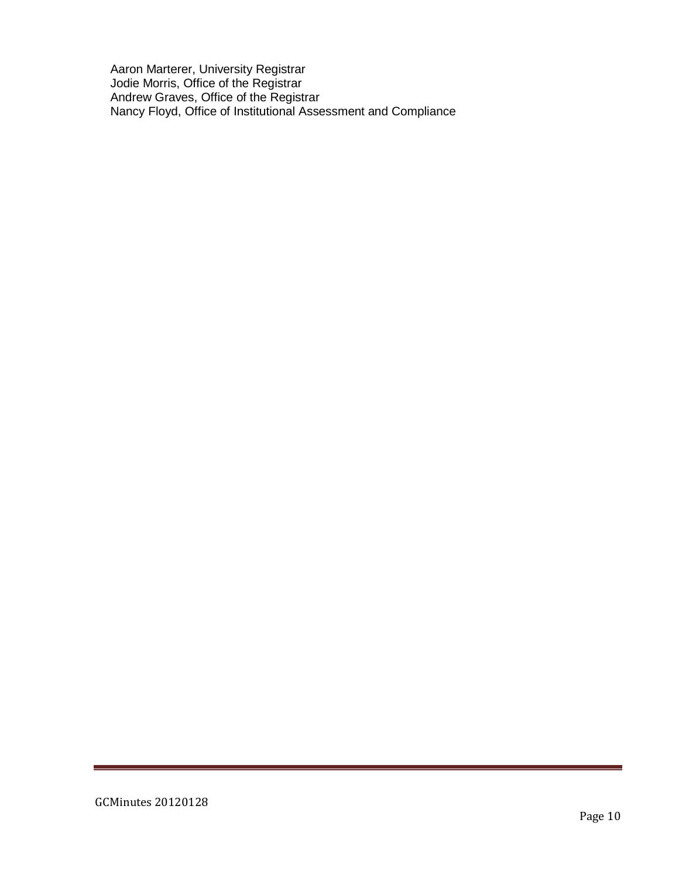Aaron Marterer, University Registrar
Jodie Morris, Office of the Registrar
Andrew Graves, Office of the Registrar
Nancy Floyd, Office of Institutional Assessment and Compliance